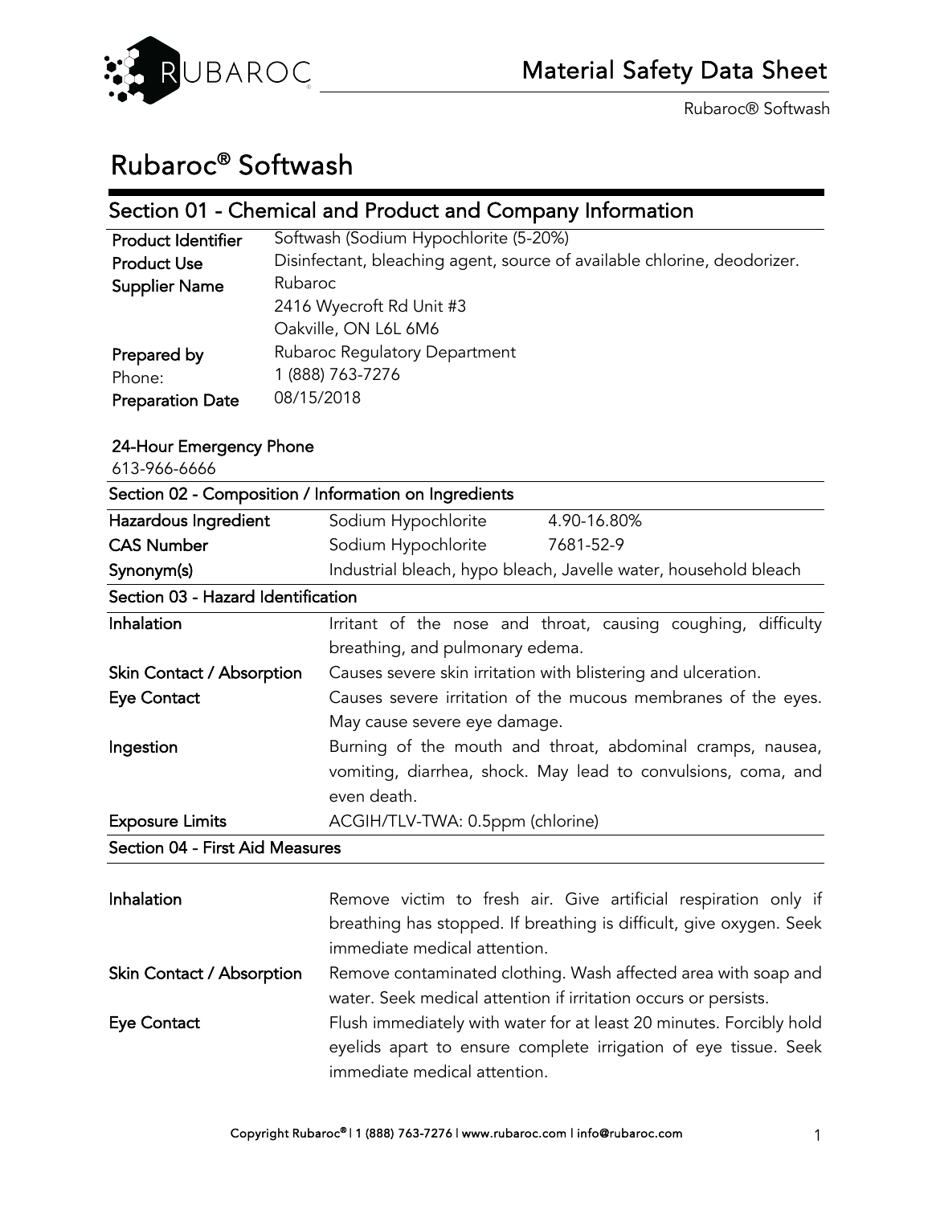# Rubaroc® Softwash

## Section 01 - Chemical and Product and Company Information

| | |
|---|---|
| **Product Identifier** | Softwash (Sodium Hypochlorite (5-20%) |
| **Product Use** | Disinfectant, bleaching agent, source of available chlorine, deodorizer. |
| **Supplier Name** | Rubaroc<br>2416 Wyecroft Rd Unit #3<br>Oakville, ON L6L 6M6 |
| **Prepared by** | Rubaroc Regulatory Department |
| Phone: | 1 (888) 763-7276 |
| **Preparation Date** | 08/15/2018 |

**24-Hour Emergency Phone**
613-966-6666

## Section 02 - Composition / Information on Ingredients

| | | |
|---|---|---|
| **Hazardous Ingredient** | Sodium Hypochlorite | 4.90-16.80% |
| **CAS Number** | Sodium Hypochlorite | 7681-52-9 |
| **Synonym(s)** | Industrial bleach, hypo bleach, Javelle water, household bleach | |

## Section 03 - Hazard Identification

| | |
|---|---|
| **Inhalation** | Irritant of the nose and throat, causing coughing, difficulty breathing, and pulmonary edema. |
| **Skin Contact / Absorption** | Causes severe skin irritation with blistering and ulceration. |
| **Eye Contact** | Causes severe irritation of the mucous membranes of the eyes. May cause severe eye damage. |
| **Ingestion** | Burning of the mouth and throat, abdominal cramps, nausea, vomiting, diarrhea, shock. May lead to convulsions, coma, and even death. |
| **Exposure Limits** | ACGIH/TLV-TWA: 0.5ppm (chlorine) |

## Section 04 - First Aid Measures

| | |
|---|---|
| **Inhalation** | Remove victim to fresh air. Give artificial respiration only if breathing has stopped. If breathing is difficult, give oxygen. Seek immediate medical attention. |
| **Skin Contact / Absorption** | Remove contaminated clothing. Wash affected area with soap and water. Seek medical attention if irritation occurs or persists. |
| **Eye Contact** | Flush immediately with water for at least 20 minutes. Forcibly hold eyelids apart to ensure complete irrigation of eye tissue. Seek immediate medical attention. |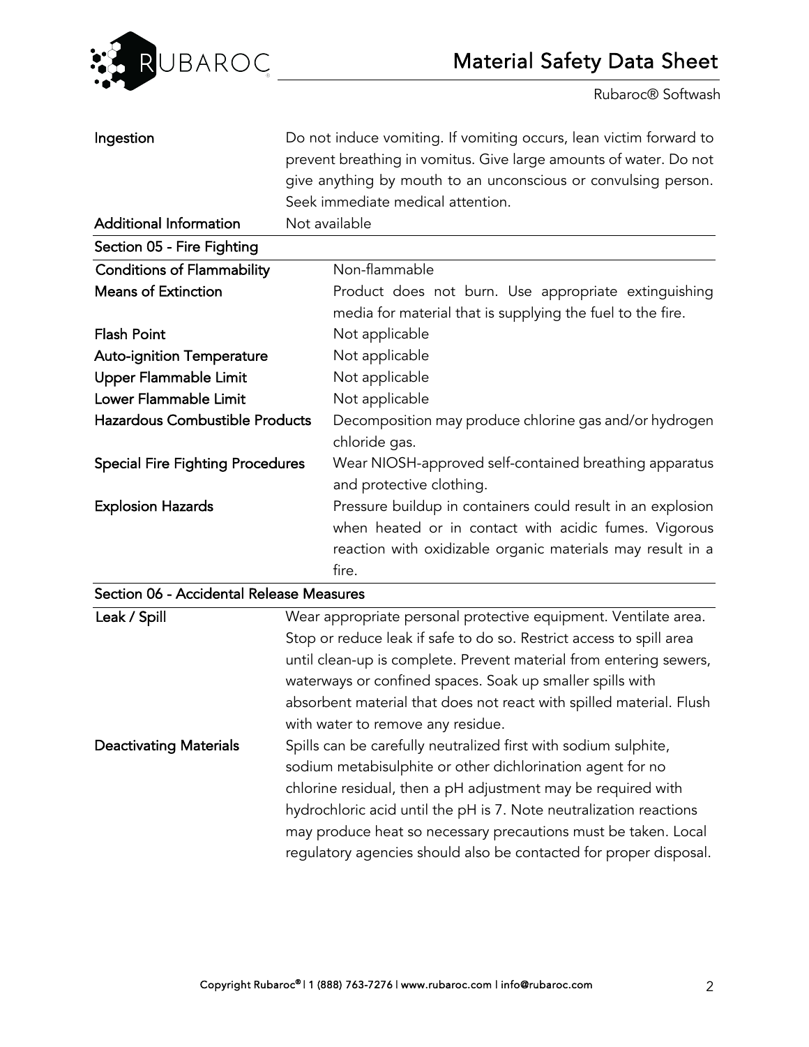| | |
|---|---|
| **Ingestion** | Do not induce vomiting. If vomiting occurs, lean victim forward to prevent breathing in vomitus. Give large amounts of water. Do not give anything by mouth to an unconscious or convulsing person. Seek immediate medical attention. |
| **Additional Information** | Not available |

## Section 05 - Fire Fighting

| | |
|---|---|
| **Conditions of Flammability** | Non-flammable |
| **Means of Extinction** | Product does not burn. Use appropriate extinguishing media for material that is supplying the fuel to the fire. |
| **Flash Point** | Not applicable |
| **Auto-ignition Temperature** | Not applicable |
| **Upper Flammable Limit** | Not applicable |
| **Lower Flammable Limit** | Not applicable |
| **Hazardous Combustible Products** | Decomposition may produce chlorine gas and/or hydrogen chloride gas. |
| **Special Fire Fighting Procedures** | Wear NIOSH-approved self-contained breathing apparatus and protective clothing. |
| **Explosion Hazards** | Pressure buildup in containers could result in an explosion when heated or in contact with acidic fumes. Vigorous reaction with oxidizable organic materials may result in a fire. |

## Section 06 - Accidental Release Measures

| | |
|---|---|
| **Leak / Spill** | Wear appropriate personal protective equipment. Ventilate area. Stop or reduce leak if safe to do so. Restrict access to spill area until clean-up is complete. Prevent material from entering sewers, waterways or confined spaces. Soak up smaller spills with absorbent material that does not react with spilled material. Flush with water to remove any residue. |
| **Deactivating Materials** | Spills can be carefully neutralized first with sodium sulphite, sodium metabisulphite or other dichlorination agent for no chlorine residual, then a pH adjustment may be required with hydrochloric acid until the pH is 7. Note neutralization reactions may produce heat so necessary precautions must be taken. Local regulatory agencies should also be contacted for proper disposal. |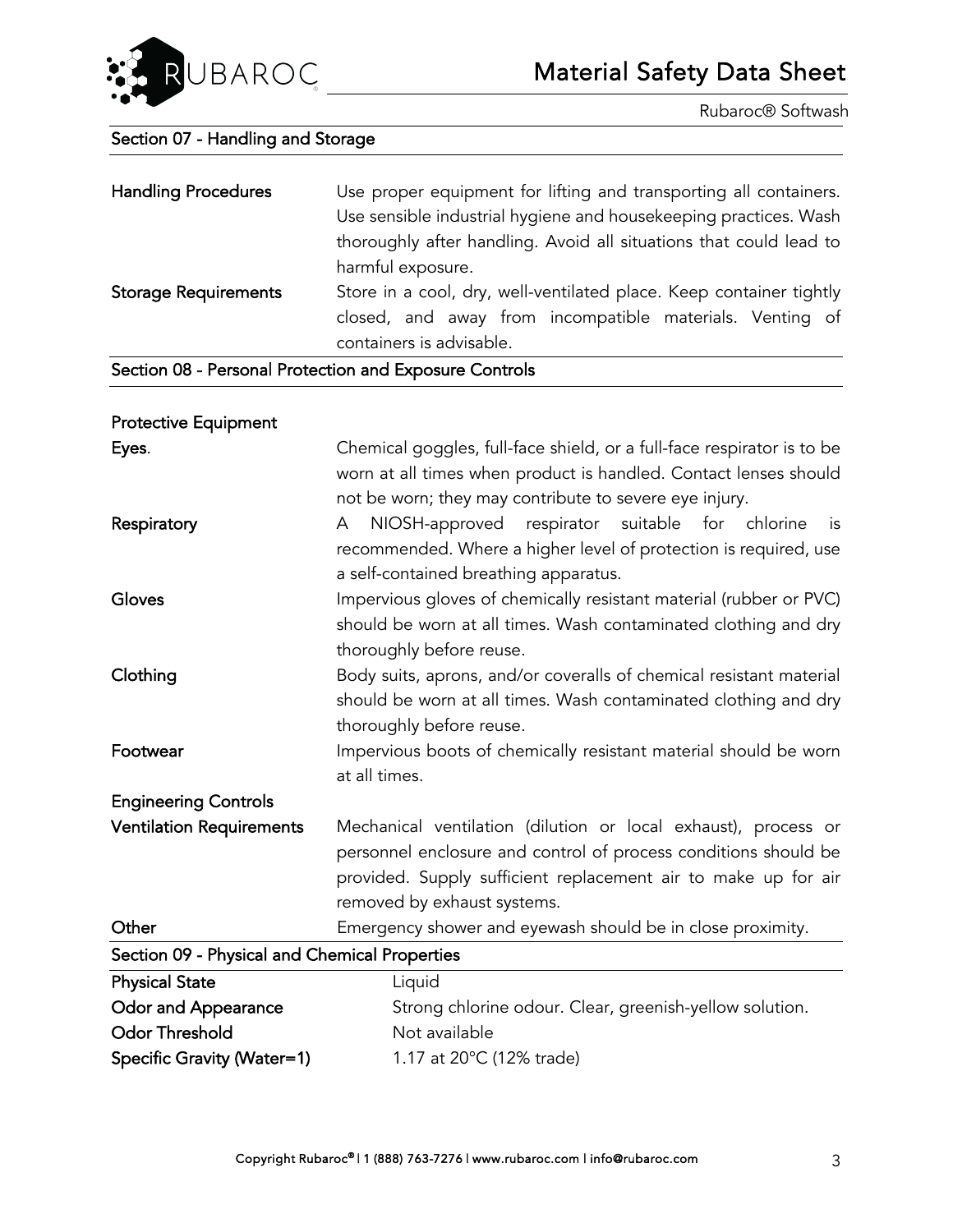## Section 07 - Handling and Storage

| | |
|---|---|
| **Handling Procedures** | Use proper equipment for lifting and transporting all containers. Use sensible industrial hygiene and housekeeping practices. Wash thoroughly after handling. Avoid all situations that could lead to harmful exposure. |
| **Storage Requirements** | Store in a cool, dry, well-ventilated place. Keep container tightly closed, and away from incompatible materials. Venting of containers is advisable. |

## Section 08 - Personal Protection and Exposure Controls

**Protective Equipment**

| | |
|---|---|
| **Eyes.** | Chemical goggles, full-face shield, or a full-face respirator is to be worn at all times when product is handled. Contact lenses should not be worn; they may contribute to severe eye injury. |
| **Respiratory** | A NIOSH-approved respirator suitable for chlorine is recommended. Where a higher level of protection is required, use a self-contained breathing apparatus. |
| **Gloves** | Impervious gloves of chemically resistant material (rubber or PVC) should be worn at all times. Wash contaminated clothing and dry thoroughly before reuse. |
| **Clothing** | Body suits, aprons, and/or coveralls of chemical resistant material should be worn at all times. Wash contaminated clothing and dry thoroughly before reuse. |
| **Footwear** | Impervious boots of chemically resistant material should be worn at all times. |

**Engineering Controls**

| | |
|---|---|
| **Ventilation Requirements** | Mechanical ventilation (dilution or local exhaust), process or personnel enclosure and control of process conditions should be provided. Supply sufficient replacement air to make up for air removed by exhaust systems. |
| **Other** | Emergency shower and eyewash should be in close proximity. |

## Section 09 - Physical and Chemical Properties

| | |
|---|---|
| **Physical State** | Liquid |
| **Odor and Appearance** | Strong chlorine odour. Clear, greenish-yellow solution. |
| **Odor Threshold** | Not available |
| **Specific Gravity (Water=1)** | 1.17 at 20°C (12% trade) |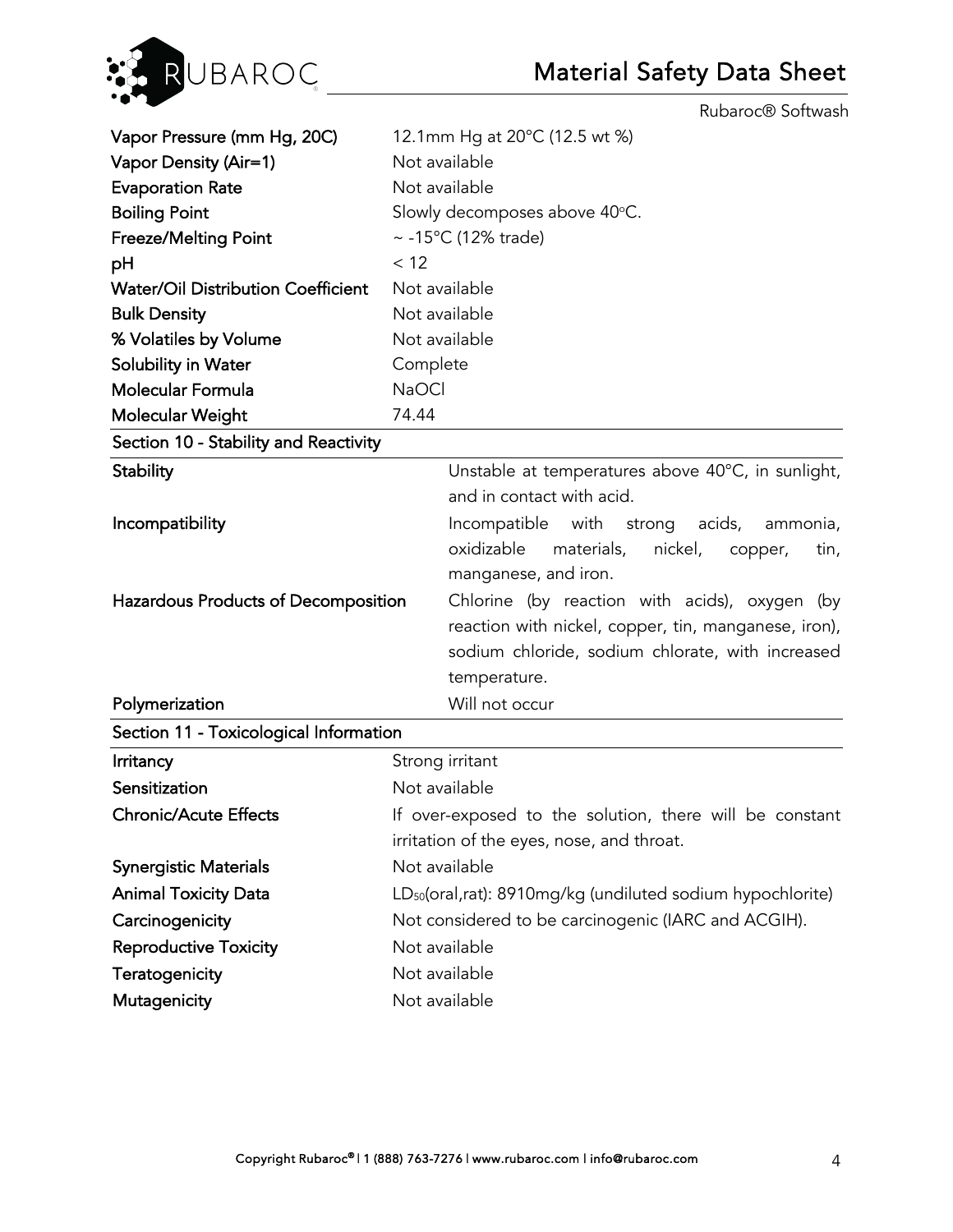| | |
|---|---|
| **Vapor Pressure (mm Hg, 20C)** | 12.1mm Hg at 20°C (12.5 wt %) |
| **Vapor Density (Air=1)** | Not available |
| **Evaporation Rate** | Not available |
| **Boiling Point** | Slowly decomposes above 40°C. |
| **Freeze/Melting Point** | ~ -15°C (12% trade) |
| **pH** | < 12 |
| **Water/Oil Distribution Coefficient** | Not available |
| **Bulk Density** | Not available |
| **% Volatiles by Volume** | Not available |
| **Solubility in Water** | Complete |
| **Molecular Formula** | $NaOCl$ |
| **Molecular Weight** | 74.44 |

## Section 10 - Stability and Reactivity

| | |
|---|---|
| **Stability** | Unstable at temperatures above 40°C, in sunlight, and in contact with acid. |
| **Incompatibility** | Incompatible with strong acids, ammonia, oxidizable materials, nickel, copper, tin, manganese, and iron. |
| **Hazardous Products of Decomposition** | Chlorine (by reaction with acids), oxygen (by reaction with nickel, copper, tin, manganese, iron), sodium chloride, sodium chlorate, with increased temperature. |
| **Polymerization** | Will not occur |

## Section 11 - Toxicological Information

| | |
|---|---|
| **Irritancy** | Strong irritant |
| **Sensitization** | Not available |
| **Chronic/Acute Effects** | If over-exposed to the solution, there will be constant irritation of the eyes, nose, and throat. |
| **Synergistic Materials** | Not available |
| **Animal Toxicity Data** | $LD_{50}$(oral,rat): 8910mg/kg (undiluted sodium hypochlorite) |
| **Carcinogenicity** | Not considered to be carcinogenic (IARC and ACGIH). |
| **Reproductive Toxicity** | Not available |
| **Teratogenicity** | Not available |
| **Mutagenicity** | Not available |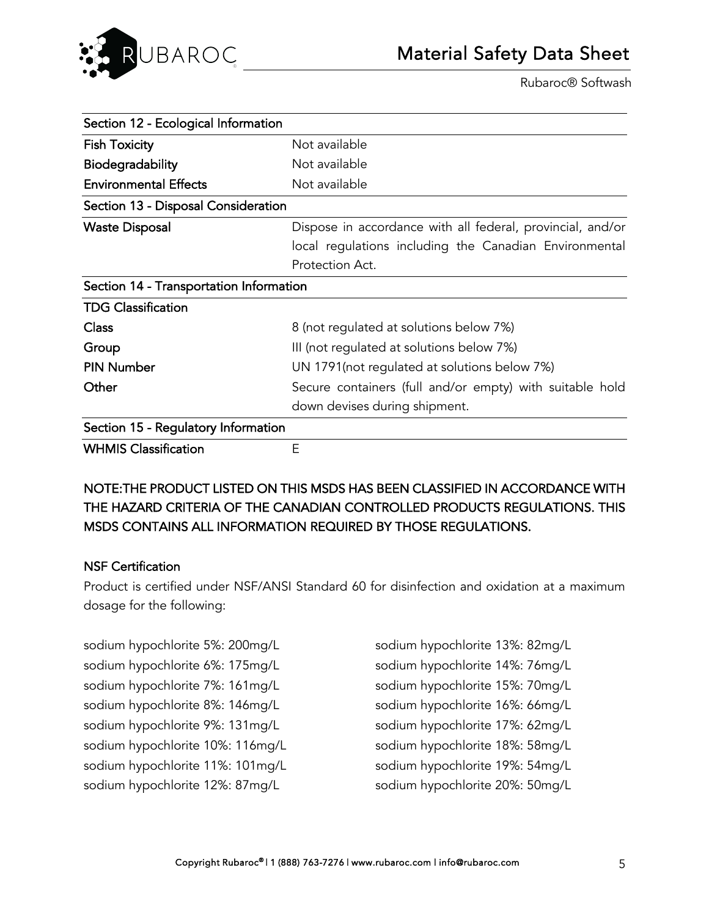| Section 12 - Ecological Information | |
|---|---|
| **Fish Toxicity** | Not available |
| **Biodegradability** | Not available |
| **Environmental Effects** | Not available |
| **Section 13 - Disposal Consideration** | |
| **Waste Disposal** | Dispose in accordance with all federal, provincial, and/or local regulations including the Canadian Environmental Protection Act. |
| **Section 14 - Transportation Information** | |
| **TDG Classification** | |
| **Class** | 8 (not regulated at solutions below 7%) |
| **Group** | III (not regulated at solutions below 7%) |
| **PIN Number** | UN 1791(not regulated at solutions below 7%) |
| **Other** | Secure containers (full and/or empty) with suitable hold down devises during shipment. |
| **Section 15 - Regulatory Information** | |
| **WHMIS Classification** | E |

**NOTE:THE PRODUCT LISTED ON THIS MSDS HAS BEEN CLASSIFIED IN ACCORDANCE WITH THE HAZARD CRITERIA OF THE CANADIAN CONTROLLED PRODUCTS REGULATIONS. THIS MSDS CONTAINS ALL INFORMATION REQUIRED BY THOSE REGULATIONS.**

**NSF Certification**

Product is certified under NSF/ANSI Standard 60 for disinfection and oxidation at a maximum dosage for the following:

sodium hypochlorite 5%: 200mg/L
sodium hypochlorite 6%: 175mg/L
sodium hypochlorite 7%: 161mg/L
sodium hypochlorite 8%: 146mg/L
sodium hypochlorite 9%: 131mg/L
sodium hypochlorite 10%: 116mg/L
sodium hypochlorite 11%: 101mg/L
sodium hypochlorite 12%: 87mg/L
sodium hypochlorite 13%: 82mg/L
sodium hypochlorite 14%: 76mg/L
sodium hypochlorite 15%: 70mg/L
sodium hypochlorite 16%: 66mg/L
sodium hypochlorite 17%: 62mg/L
sodium hypochlorite 18%: 58mg/L
sodium hypochlorite 19%: 54mg/L
sodium hypochlorite 20%: 50mg/L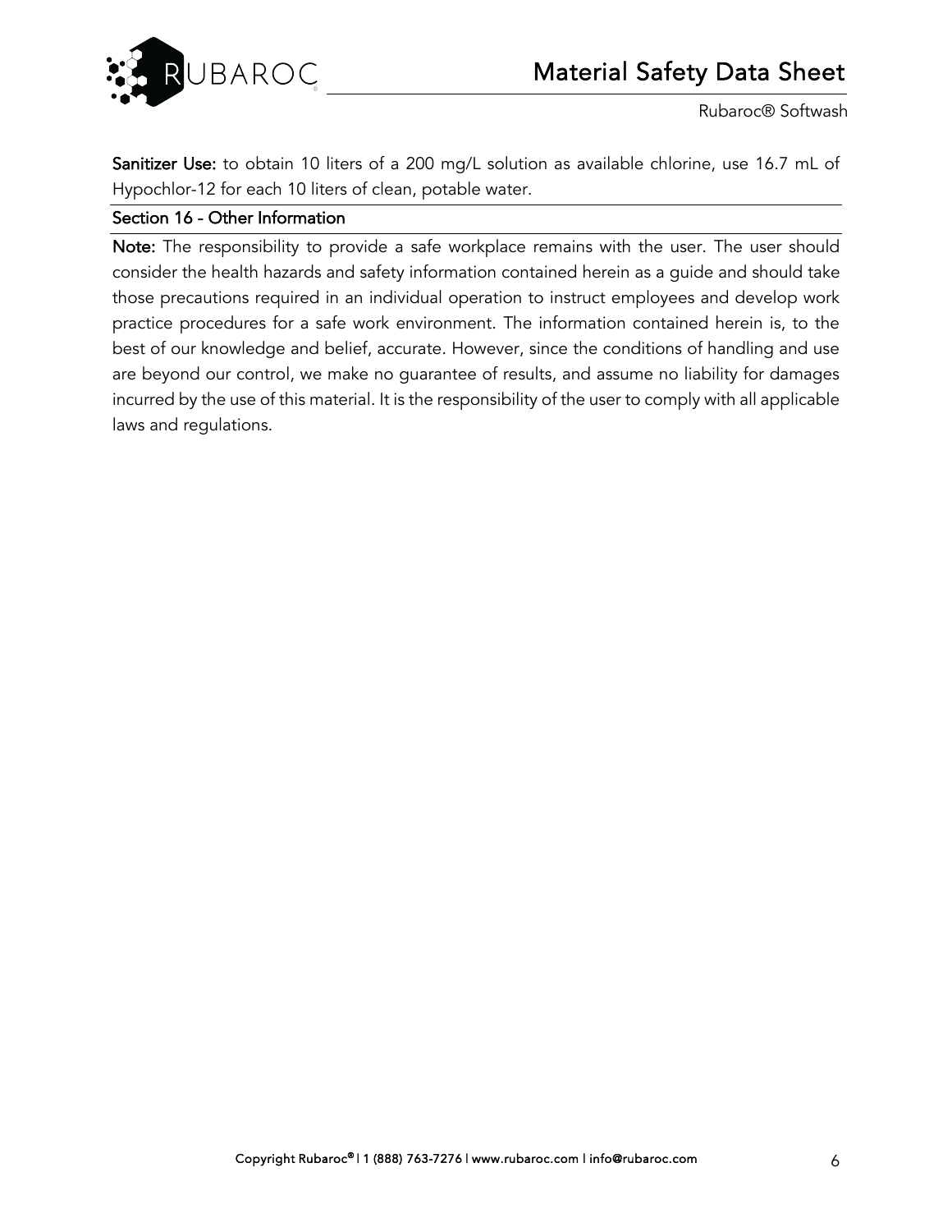**Sanitizer Use:** to obtain 10 liters of a 200 mg/L solution as available chlorine, use 16.7 mL of Hypochlor-12 for each 10 liters of clean, potable water.

## Section 16 - Other Information

**Note:** The responsibility to provide a safe workplace remains with the user. The user should consider the health hazards and safety information contained herein as a guide and should take those precautions required in an individual operation to instruct employees and develop work practice procedures for a safe work environment. The information contained herein is, to the best of our knowledge and belief, accurate. However, since the conditions of handling and use are beyond our control, we make no guarantee of results, and assume no liability for damages incurred by the use of this material. It is the responsibility of the user to comply with all applicable laws and regulations.